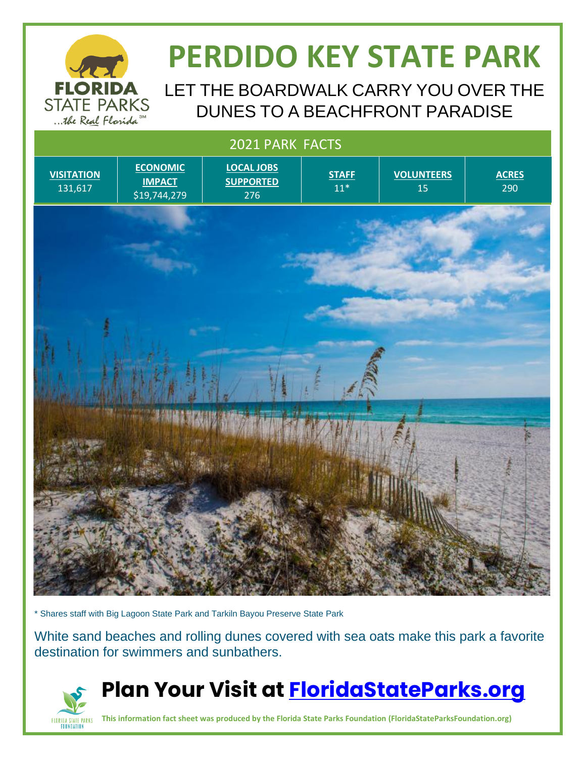# PERDIDO KEY STATE PARK

LET THE BOARDWALK CARRY YOU OVER THE DUNES TO A BEACHFRONT PARADISE

## 2021 PARK FACTS

| VISITATION | ECONOMIC IMPACT | LOCAL JOBS SUPPORTED | STAFF | VOLUNTEERS | ACRES |
|---|---|---|---|---|---|
| 131,617 | $19,744,279 | 276 | 11* | 15 | 290 |

\* Shares staff with Big Lagoon State Park and Tarkiln Bayou Preserve State Park

White sand beaches and rolling dunes covered with sea oats make this park a favorite destination for swimmers and sunbathers.

## Plan Your Visit at [FloridaStateParks.org](https://FloridaStateParks.org)

**This information fact sheet was produced by the Florida State Parks Foundation (FloridaStateParksFoundation.org)**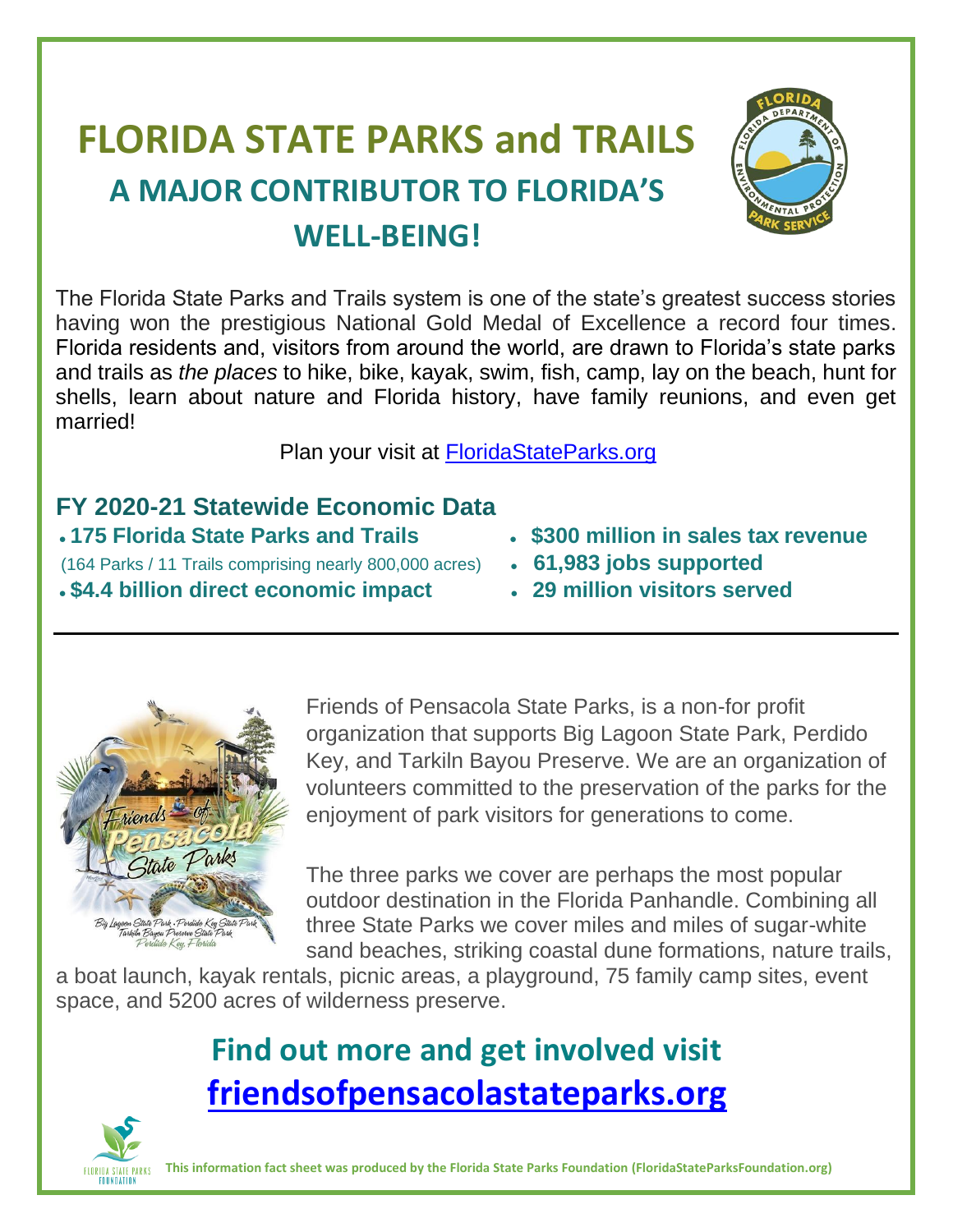# FLORIDA STATE PARKS and TRAILS

## A MAJOR CONTRIBUTOR TO FLORIDA'S WELL-BEING!

The Florida State Parks and Trails system is one of the state's greatest success stories having won the prestigious National Gold Medal of Excellence a record four times. Florida residents and, visitors from around the world, are drawn to Florida's state parks and trails as *the places* to hike, bike, kayak, swim, fish, camp, lay on the beach, hunt for shells, learn about nature and Florida history, have family reunions, and even get married!

Plan your visit at FloridaStateParks.org

### FY 2020-21 Statewide Economic Data

- **175 Florida State Parks and Trails**
  (164 Parks / 11 Trails comprising nearly 800,000 acres)
- **$4.4 billion direct economic impact**
- **$300 million in sales tax revenue**
- **61,983 jobs supported**
- **29 million visitors served**

---

Friends of Pensacola State Parks, is a non-for profit organization that supports Big Lagoon State Park, Perdido Key, and Tarkiln Bayou Preserve. We are an organization of volunteers committed to the preservation of the parks for the enjoyment of park visitors for generations to come.

The three parks we cover are perhaps the most popular outdoor destination in the Florida Panhandle. Combining all three State Parks we cover miles and miles of sugar-white sand beaches, striking coastal dune formations, nature trails, a boat launch, kayak rentals, picnic areas, a playground, 75 family camp sites, event space, and 5200 acres of wilderness preserve.

## Find out more and get involved visit friendsofpensacolastateparks.org

**This information fact sheet was produced by the Florida State Parks Foundation (FloridaStateParksFoundation.org)**